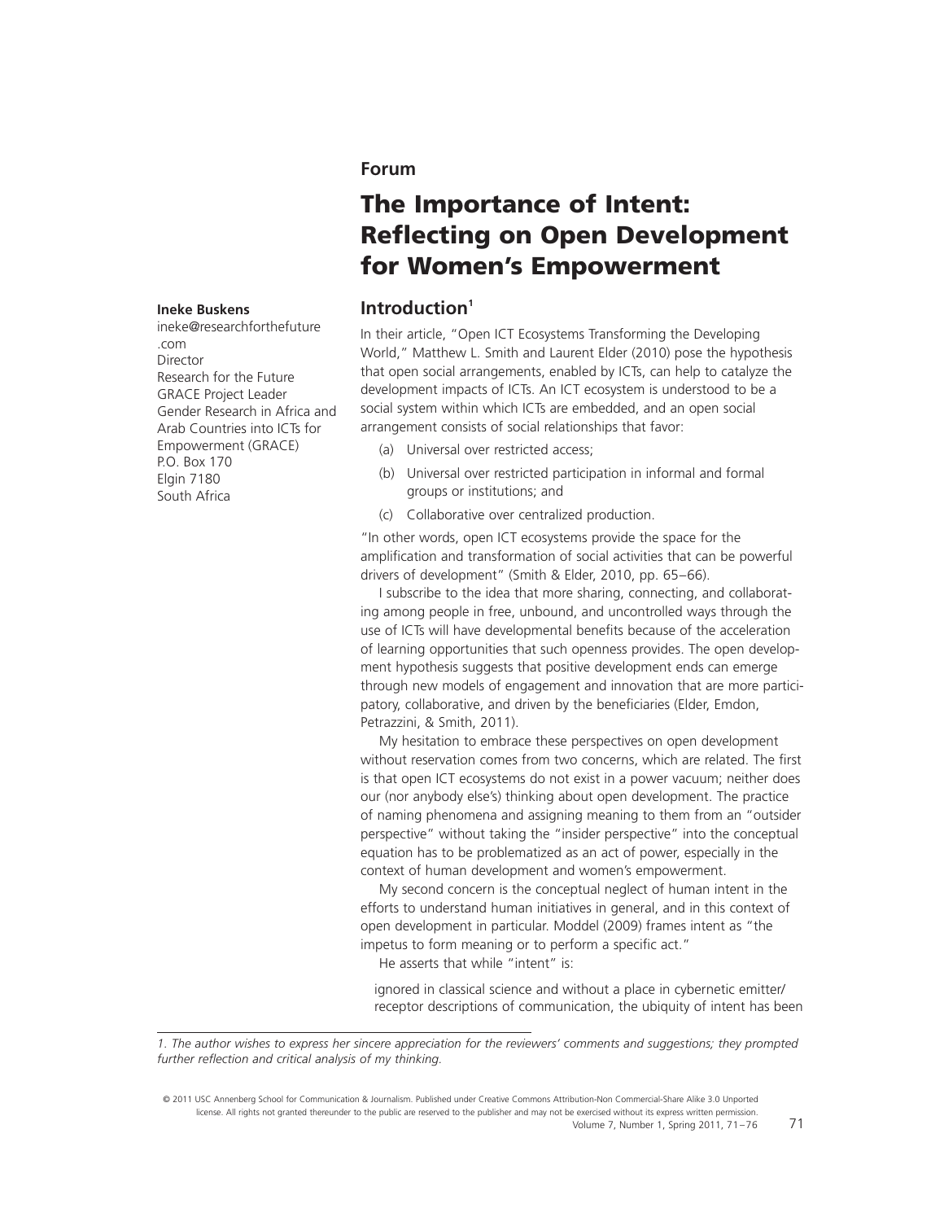Forum

# The Importance of Intent: Reflecting on Open Development for Women's Empowerment

**Ineke Buskens**
ineke@researchforthefuture.com
Director
Research for the Future
GRACE Project Leader
Gender Research in Africa and Arab Countries into ICTs for Empowerment (GRACE)
P.O. Box 170
Elgin 7180
South Africa

## Introduction[1]

In their article, "Open ICT Ecosystems Transforming the Developing World," Matthew L. Smith and Laurent Elder (2010) pose the hypothesis that open social arrangements, enabled by ICTs, can help to catalyze the development impacts of ICTs. An ICT ecosystem is understood to be a social system within which ICTs are embedded, and an open social arrangement consists of social relationships that favor:

(a) Universal over restricted access;

(b) Universal over restricted participation in informal and formal groups or institutions; and

(c) Collaborative over centralized production.

"In other words, open ICT ecosystems provide the space for the amplification and transformation of social activities that can be powerful drivers of development" (Smith & Elder, 2010, pp. 65–66).

I subscribe to the idea that more sharing, connecting, and collaborating among people in free, unbound, and uncontrolled ways through the use of ICTs will have developmental benefits because of the acceleration of learning opportunities that such openness provides. The open development hypothesis suggests that positive development ends can emerge through new models of engagement and innovation that are more participatory, collaborative, and driven by the beneficiaries (Elder, Emdon, Petrazzini, & Smith, 2011).

My hesitation to embrace these perspectives on open development without reservation comes from two concerns, which are related. The first is that open ICT ecosystems do not exist in a power vacuum; neither does our (nor anybody else's) thinking about open development. The practice of naming phenomena and assigning meaning to them from an "outsider perspective" without taking the "insider perspective" into the conceptual equation has to be problematized as an act of power, especially in the context of human development and women's empowerment.

My second concern is the conceptual neglect of human intent in the efforts to understand human initiatives in general, and in this context of open development in particular. Moddel (2009) frames intent as "the impetus to form meaning or to perform a specific act."

He asserts that while "intent" is:

> ignored in classical science and without a place in cybernetic emitter/receptor descriptions of communication, the ubiquity of intent has been

*1. The author wishes to express her sincere appreciation for the reviewers' comments and suggestions; they prompted further reflection and critical analysis of my thinking.*

© 2011 USC Annenberg School for Communication & Journalism. Published under Creative Commons Attribution-Non Commercial-Share Alike 3.0 Unported license. All rights not granted thereunder to the public are reserved to the publisher and may not be exercised without its express written permission.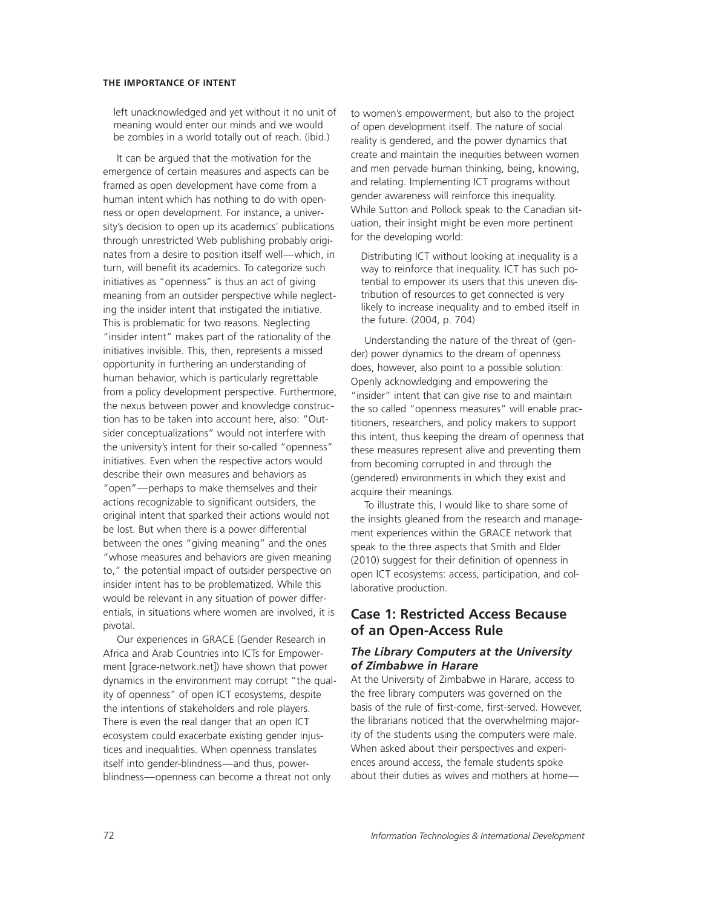> left unacknowledged and yet without it no unit of meaning would enter our minds and we would be zombies in a world totally out of reach. (ibid.)

It can be argued that the motivation for the emergence of certain measures and aspects can be framed as open development have come from a human intent which has nothing to do with openness or open development. For instance, a university's decision to open up its academics' publications through unrestricted Web publishing probably originates from a desire to position itself well—which, in turn, will benefit its academics. To categorize such initiatives as "openness" is thus an act of giving meaning from an outsider perspective while neglecting the insider intent that instigated the initiative. This is problematic for two reasons. Neglecting "insider intent" makes part of the rationality of the initiatives invisible. This, then, represents a missed opportunity in furthering an understanding of human behavior, which is particularly regrettable from a policy development perspective. Furthermore, the nexus between power and knowledge construction has to be taken into account here, also: "Outsider conceptualizations" would not interfere with the university's intent for their so-called "openness" initiatives. Even when the respective actors would describe their own measures and behaviors as "open"—perhaps to make themselves and their actions recognizable to significant outsiders, the original intent that sparked their actions would not be lost. But when there is a power differential between the ones "giving meaning" and the ones "whose measures and behaviors are given meaning to," the potential impact of outsider perspective on insider intent has to be problematized. While this would be relevant in any situation of power differentials, in situations where women are involved, it is pivotal.

Our experiences in GRACE (Gender Research in Africa and Arab Countries into ICTs for Empowerment [grace-network.net]) have shown that power dynamics in the environment may corrupt "the quality of openness" of open ICT ecosystems, despite the intentions of stakeholders and role players. There is even the real danger that an open ICT ecosystem could exacerbate existing gender injustices and inequalities. When openness translates itself into gender-blindness—and thus, power-blindness—openness can become a threat not only to women's empowerment, but also to the project of open development itself. The nature of social reality is gendered, and the power dynamics that create and maintain the inequities between women and men pervade human thinking, being, knowing, and relating. Implementing ICT programs without gender awareness will reinforce this inequality. While Sutton and Pollock speak to the Canadian situation, their insight might be even more pertinent for the developing world:

> Distributing ICT without looking at inequality is a way to reinforce that inequality. ICT has such potential to empower its users that this uneven distribution of resources to get connected is very likely to increase inequality and to embed itself in the future. (2004, p. 704)

Understanding the nature of the threat of (gender) power dynamics to the dream of openness does, however, also point to a possible solution: Openly acknowledging and empowering the "insider" intent that can give rise to and maintain the so called "openness measures" will enable practitioners, researchers, and policy makers to support this intent, thus keeping the dream of openness that these measures represent alive and preventing them from becoming corrupted in and through the (gendered) environments in which they exist and acquire their meanings.

To illustrate this, I would like to share some of the insights gleaned from the research and management experiences within the GRACE network that speak to the three aspects that Smith and Elder (2010) suggest for their definition of openness in open ICT ecosystems: access, participation, and collaborative production.

## Case 1: Restricted Access Because of an Open-Access Rule

### *The Library Computers at the University of Zimbabwe in Harare*

At the University of Zimbabwe in Harare, access to the free library computers was governed on the basis of the rule of first-come, first-served. However, the librarians noticed that the overwhelming majority of the students using the computers were male. When asked about their perspectives and experiences around access, the female students spoke about their duties as wives and mothers at home—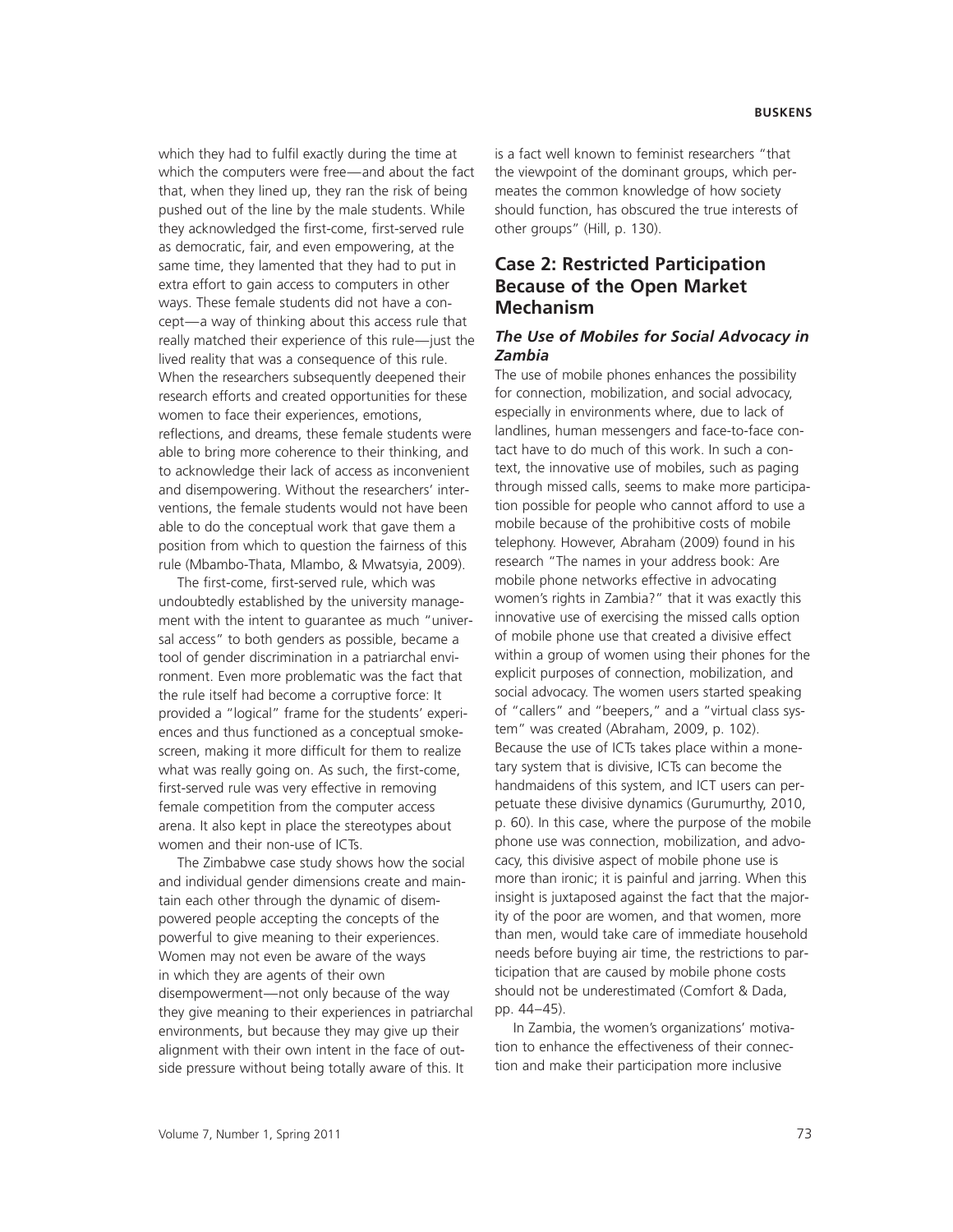which they had to fulfil exactly during the time at which the computers were free—and about the fact that, when they lined up, they ran the risk of being pushed out of the line by the male students. While they acknowledged the first-come, first-served rule as democratic, fair, and even empowering, at the same time, they lamented that they had to put in extra effort to gain access to computers in other ways. These female students did not have a concept—a way of thinking about this access rule that really matched their experience of this rule—just the lived reality that was a consequence of this rule. When the researchers subsequently deepened their research efforts and created opportunities for these women to face their experiences, emotions, reflections, and dreams, these female students were able to bring more coherence to their thinking, and to acknowledge their lack of access as inconvenient and disempowering. Without the researchers' interventions, the female students would not have been able to do the conceptual work that gave them a position from which to question the fairness of this rule (Mbambo-Thata, Mlambo, & Mwatsyia, 2009).

The first-come, first-served rule, which was undoubtedly established by the university management with the intent to guarantee as much "universal access" to both genders as possible, became a tool of gender discrimination in a patriarchal environment. Even more problematic was the fact that the rule itself had become a corruptive force: It provided a "logical" frame for the students' experiences and thus functioned as a conceptual smokescreen, making it more difficult for them to realize what was really going on. As such, the first-come, first-served rule was very effective in removing female competition from the computer access arena. It also kept in place the stereotypes about women and their non-use of ICTs.

The Zimbabwe case study shows how the social and individual gender dimensions create and maintain each other through the dynamic of disempowered people accepting the concepts of the powerful to give meaning to their experiences. Women may not even be aware of the ways in which they are agents of their own disempowerment—not only because of the way they give meaning to their experiences in patriarchal environments, but because they may give up their alignment with their own intent in the face of outside pressure without being totally aware of this. It is a fact well known to feminist researchers "that the viewpoint of the dominant groups, which permeates the common knowledge of how society should function, has obscured the true interests of other groups" (Hill, p. 130).

## Case 2: Restricted Participation Because of the Open Market Mechanism

### *The Use of Mobiles for Social Advocacy in Zambia*

The use of mobile phones enhances the possibility for connection, mobilization, and social advocacy, especially in environments where, due to lack of landlines, human messengers and face-to-face contact have to do much of this work. In such a context, the innovative use of mobiles, such as paging through missed calls, seems to make more participation possible for people who cannot afford to use a mobile because of the prohibitive costs of mobile telephony. However, Abraham (2009) found in his research "The names in your address book: Are mobile phone networks effective in advocating women's rights in Zambia?" that it was exactly this innovative use of exercising the missed calls option of mobile phone use that created a divisive effect within a group of women using their phones for the explicit purposes of connection, mobilization, and social advocacy. The women users started speaking of "callers" and "beepers," and a "virtual class system" was created (Abraham, 2009, p. 102). Because the use of ICTs takes place within a monetary system that is divisive, ICTs can become the handmaidens of this system, and ICT users can perpetuate these divisive dynamics (Gurumurthy, 2010, p. 60). In this case, where the purpose of the mobile phone use was connection, mobilization, and advocacy, this divisive aspect of mobile phone use is more than ironic; it is painful and jarring. When this insight is juxtaposed against the fact that the majority of the poor are women, and that women, more than men, would take care of immediate household needs before buying air time, the restrictions to participation that are caused by mobile phone costs should not be underestimated (Comfort & Dada, pp. 44–45).

In Zambia, the women's organizations' motivation to enhance the effectiveness of their connection and make their participation more inclusive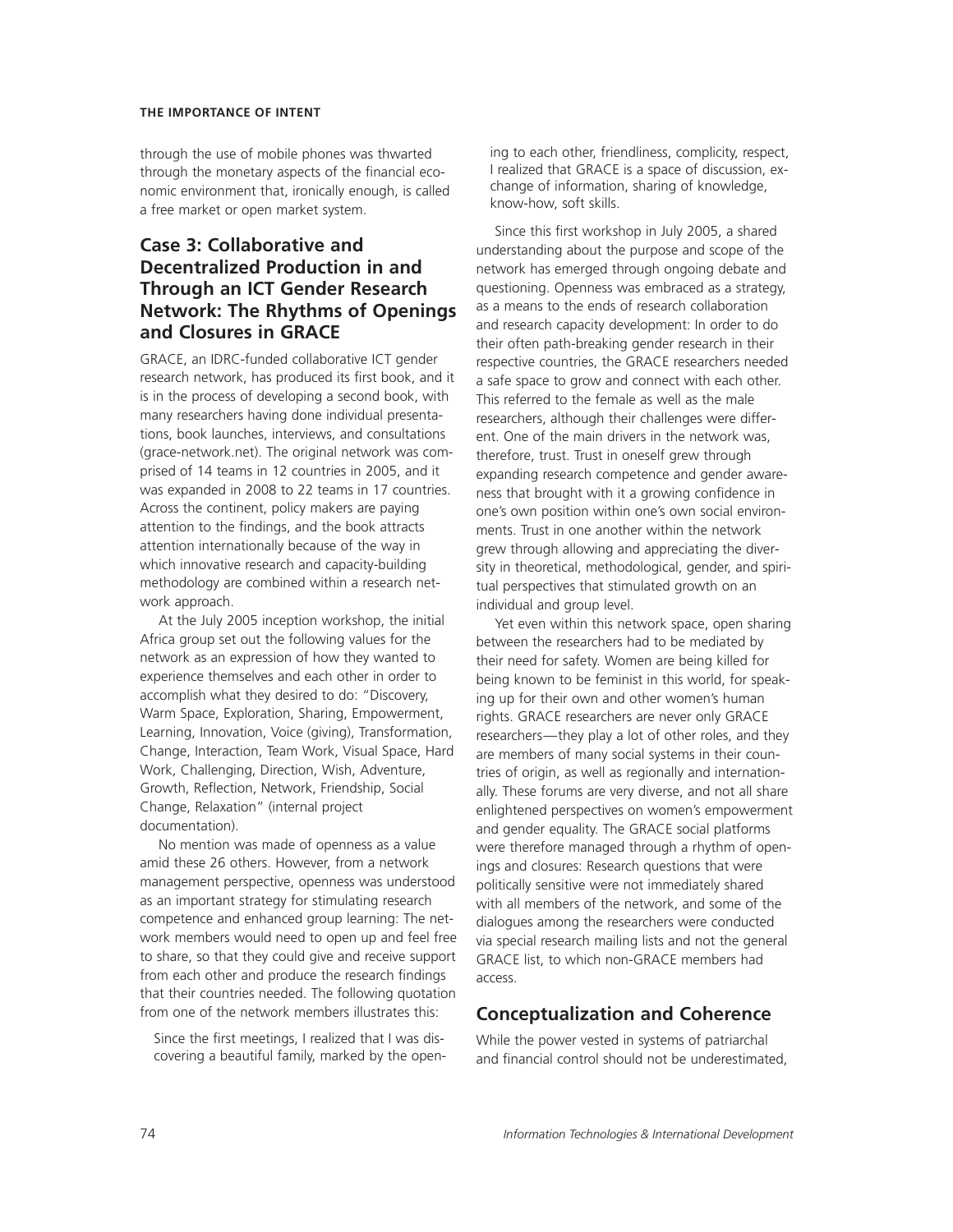through the use of mobile phones was thwarted through the monetary aspects of the financial economic environment that, ironically enough, is called a free market or open market system.

## Case 3: Collaborative and Decentralized Production in and Through an ICT Gender Research Network: The Rhythms of Openings and Closures in GRACE

GRACE, an IDRC-funded collaborative ICT gender research network, has produced its first book, and it is in the process of developing a second book, with many researchers having done individual presentations, book launches, interviews, and consultations (grace-network.net). The original network was comprised of 14 teams in 12 countries in 2005, and it was expanded in 2008 to 22 teams in 17 countries. Across the continent, policy makers are paying attention to the findings, and the book attracts attention internationally because of the way in which innovative research and capacity-building methodology are combined within a research network approach.

At the July 2005 inception workshop, the initial Africa group set out the following values for the network as an expression of how they wanted to experience themselves and each other in order to accomplish what they desired to do: "Discovery, Warm Space, Exploration, Sharing, Empowerment, Learning, Innovation, Voice (giving), Transformation, Change, Interaction, Team Work, Visual Space, Hard Work, Challenging, Direction, Wish, Adventure, Growth, Reflection, Network, Friendship, Social Change, Relaxation" (internal project documentation).

No mention was made of openness as a value amid these 26 others. However, from a network management perspective, openness was understood as an important strategy for stimulating research competence and enhanced group learning: The network members would need to open up and feel free to share, so that they could give and receive support from each other and produce the research findings that their countries needed. The following quotation from one of the network members illustrates this:

> Since the first meetings, I realized that I was discovering a beautiful family, marked by the opening to each other, friendliness, complicity, respect, I realized that GRACE is a space of discussion, exchange of information, sharing of knowledge, know-how, soft skills.

Since this first workshop in July 2005, a shared understanding about the purpose and scope of the network has emerged through ongoing debate and questioning. Openness was embraced as a strategy, as a means to the ends of research collaboration and research capacity development: In order to do their often path-breaking gender research in their respective countries, the GRACE researchers needed a safe space to grow and connect with each other. This referred to the female as well as the male researchers, although their challenges were different. One of the main drivers in the network was, therefore, trust. Trust in oneself grew through expanding research competence and gender awareness that brought with it a growing confidence in one's own position within one's own social environments. Trust in one another within the network grew through allowing and appreciating the diversity in theoretical, methodological, gender, and spiritual perspectives that stimulated growth on an individual and group level.

Yet even within this network space, open sharing between the researchers had to be mediated by their need for safety. Women are being killed for being known to be feminist in this world, for speaking up for their own and other women's human rights. GRACE researchers are never only GRACE researchers—they play a lot of other roles, and they are members of many social systems in their countries of origin, as well as regionally and internationally. These forums are very diverse, and not all share enlightened perspectives on women's empowerment and gender equality. The GRACE social platforms were therefore managed through a rhythm of openings and closures: Research questions that were politically sensitive were not immediately shared with all members of the network, and some of the dialogues among the researchers were conducted via special research mailing lists and not the general GRACE list, to which non-GRACE members had access.

## Conceptualization and Coherence

While the power vested in systems of patriarchal and financial control should not be underestimated,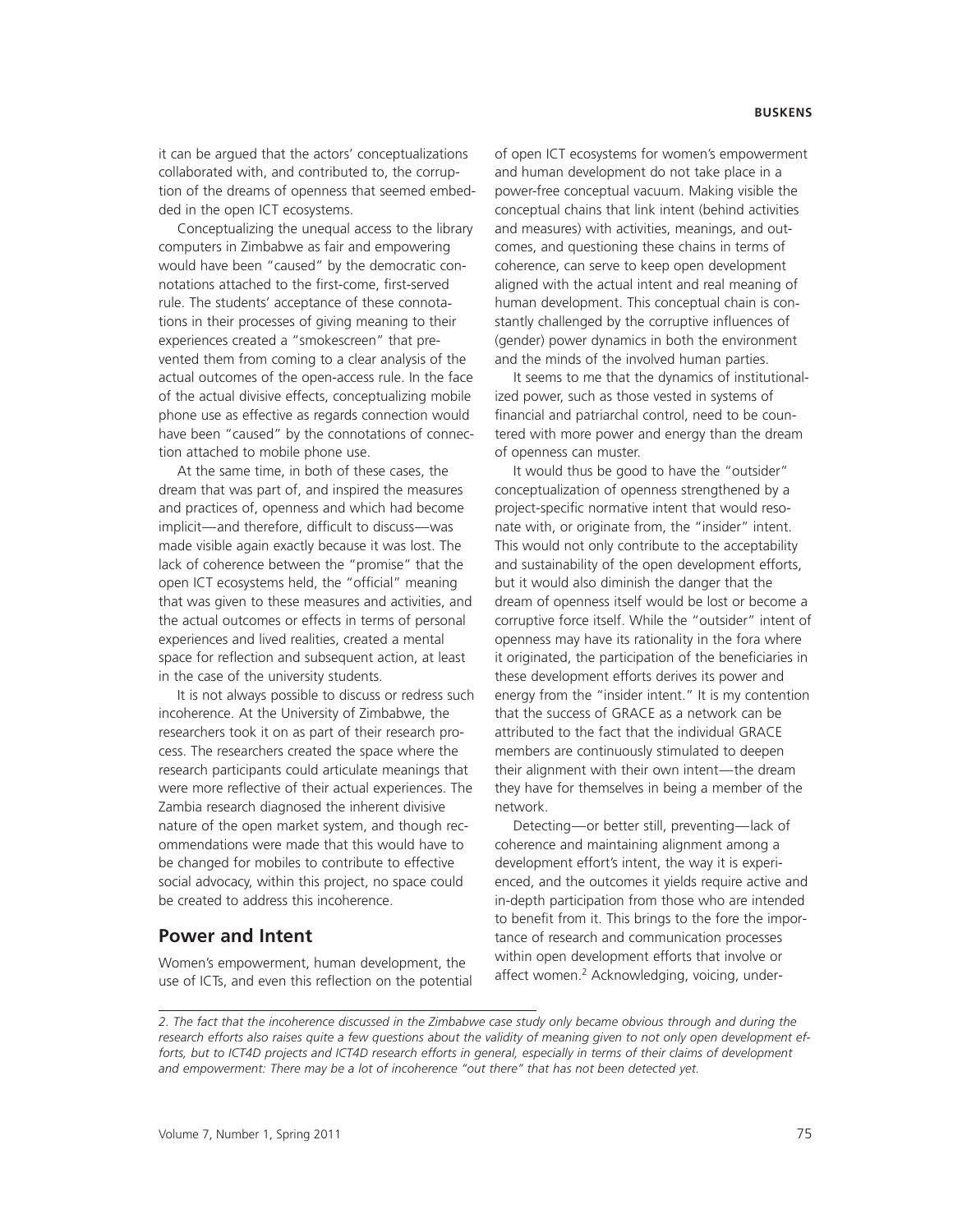it can be argued that the actors' conceptualizations collaborated with, and contributed to, the corruption of the dreams of openness that seemed embedded in the open ICT ecosystems.

Conceptualizing the unequal access to the library computers in Zimbabwe as fair and empowering would have been "caused" by the democratic connotations attached to the first-come, first-served rule. The students' acceptance of these connotations in their processes of giving meaning to their experiences created a "smokescreen" that prevented them from coming to a clear analysis of the actual outcomes of the open-access rule. In the face of the actual divisive effects, conceptualizing mobile phone use as effective as regards connection would have been "caused" by the connotations of connection attached to mobile phone use.

At the same time, in both of these cases, the dream that was part of, and inspired the measures and practices of, openness and which had become implicit—and therefore, difficult to discuss—was made visible again exactly because it was lost. The lack of coherence between the "promise" that the open ICT ecosystems held, the "official" meaning that was given to these measures and activities, and the actual outcomes or effects in terms of personal experiences and lived realities, created a mental space for reflection and subsequent action, at least in the case of the university students.

It is not always possible to discuss or redress such incoherence. At the University of Zimbabwe, the researchers took it on as part of their research process. The researchers created the space where the research participants could articulate meanings that were more reflective of their actual experiences. The Zambia research diagnosed the inherent divisive nature of the open market system, and though recommendations were made that this would have to be changed for mobiles to contribute to effective social advocacy, within this project, no space could be created to address this incoherence.

## Power and Intent

Women's empowerment, human development, the use of ICTs, and even this reflection on the potential of open ICT ecosystems for women's empowerment and human development do not take place in a power-free conceptual vacuum. Making visible the conceptual chains that link intent (behind activities and measures) with activities, meanings, and outcomes, and questioning these chains in terms of coherence, can serve to keep open development aligned with the actual intent and real meaning of human development. This conceptual chain is constantly challenged by the corruptive influences of (gender) power dynamics in both the environment and the minds of the involved human parties.

It seems to me that the dynamics of institutionalized power, such as those vested in systems of financial and patriarchal control, need to be countered with more power and energy than the dream of openness can muster.

It would thus be good to have the "outsider" conceptualization of openness strengthened by a project-specific normative intent that would resonate with, or originate from, the "insider" intent. This would not only contribute to the acceptability and sustainability of the open development efforts, but it would also diminish the danger that the dream of openness itself would be lost or become a corruptive force itself. While the "outsider" intent of openness may have its rationality in the fora where it originated, the participation of the beneficiaries in these development efforts derives its power and energy from the "insider intent." It is my contention that the success of GRACE as a network can be attributed to the fact that the individual GRACE members are continuously stimulated to deepen their alignment with their own intent—the dream they have for themselves in being a member of the network.

Detecting—or better still, preventing—lack of coherence and maintaining alignment among a development effort's intent, the way it is experienced, and the outcomes it yields require active and in-depth participation from those who are intended to benefit from it. This brings to the fore the importance of research and communication processes within open development efforts that involve or affect women.[2] Acknowledging, voicing, under-

---

*2. The fact that the incoherence discussed in the Zimbabwe case study only became obvious through and during the research efforts also raises quite a few questions about the validity of meaning given to not only open development efforts, but to ICT4D projects and ICT4D research efforts in general, especially in terms of their claims of development and empowerment: There may be a lot of incoherence "out there" that has not been detected yet.*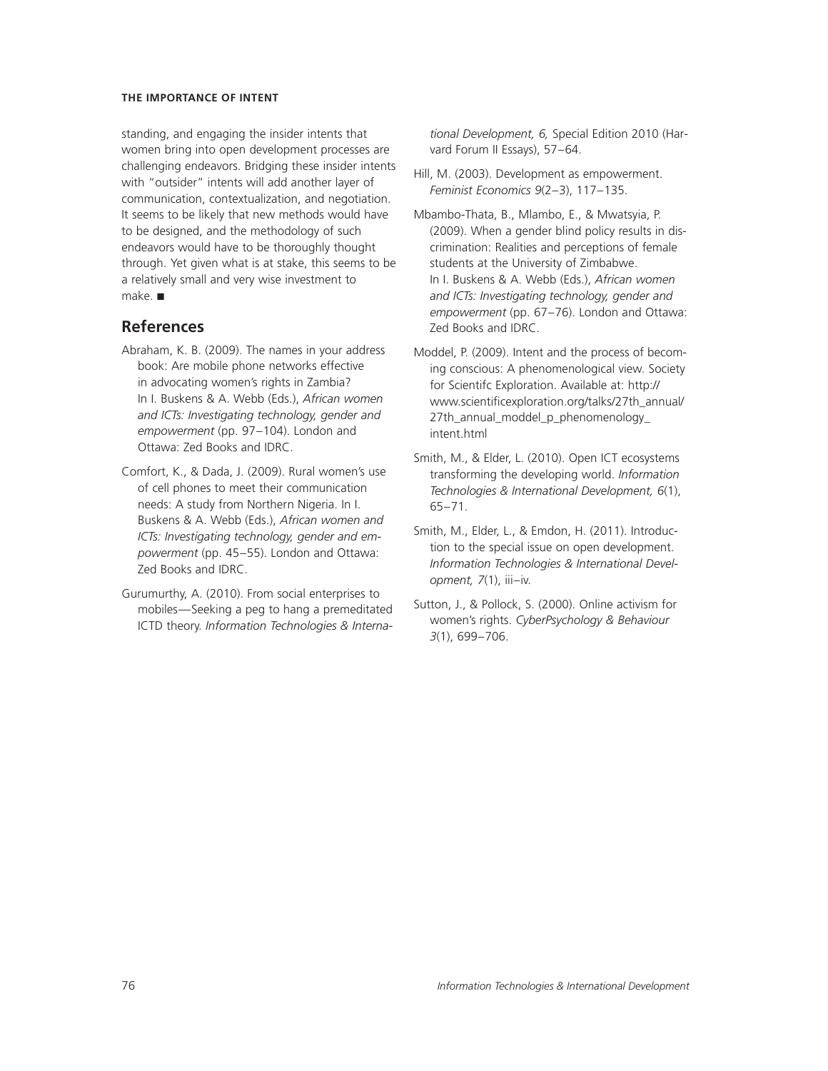standing, and engaging the insider intents that women bring into open development processes are challenging endeavors. Bridging these insider intents with "outsider" intents will add another layer of communication, contextualization, and negotiation. It seems to be likely that new methods would have to be designed, and the methodology of such endeavors would have to be thoroughly thought through. Yet given what is at stake, this seems to be a relatively small and very wise investment to make. ■

## References

Abraham, K. B. (2009). The names in your address book: Are mobile phone networks effective in advocating women's rights in Zambia? In I. Buskens & A. Webb (Eds.), *African women and ICTs: Investigating technology, gender and empowerment* (pp. 97–104). London and Ottawa: Zed Books and IDRC.

Comfort, K., & Dada, J. (2009). Rural women's use of cell phones to meet their communication needs: A study from Northern Nigeria. In I. Buskens & A. Webb (Eds.), *African women and ICTs: Investigating technology, gender and empowerment* (pp. 45–55). London and Ottawa: Zed Books and IDRC.

Gurumurthy, A. (2010). From social enterprises to mobiles—Seeking a peg to hang a premeditated ICTD theory. *Information Technologies & International Development, 6,* Special Edition 2010 (Harvard Forum II Essays), 57–64.

Hill, M. (2003). Development as empowerment. *Feminist Economics 9*(2–3), 117–135.

Mbambo-Thata, B., Mlambo, E., & Mwatsyia, P. (2009). When a gender blind policy results in discrimination: Realities and perceptions of female students at the University of Zimbabwe. In I. Buskens & A. Webb (Eds.), *African women and ICTs: Investigating technology, gender and empowerment* (pp. 67–76). London and Ottawa: Zed Books and IDRC.

Moddel, P. (2009). Intent and the process of becoming conscious: A phenomenological view. Society for Scientifc Exploration. Available at: http://www.scientificexploration.org/talks/27th_annual/27th_annual_moddel_p_phenomenology_intent.html

Smith, M., & Elder, L. (2010). Open ICT ecosystems transforming the developing world. *Information Technologies & International Development, 6*(1), 65–71.

Smith, M., Elder, L., & Emdon, H. (2011). Introduction to the special issue on open development. *Information Technologies & International Development, 7*(1), iii–iv.

Sutton, J., & Pollock, S. (2000). Online activism for women's rights. *CyberPsychology & Behaviour 3*(1), 699–706.